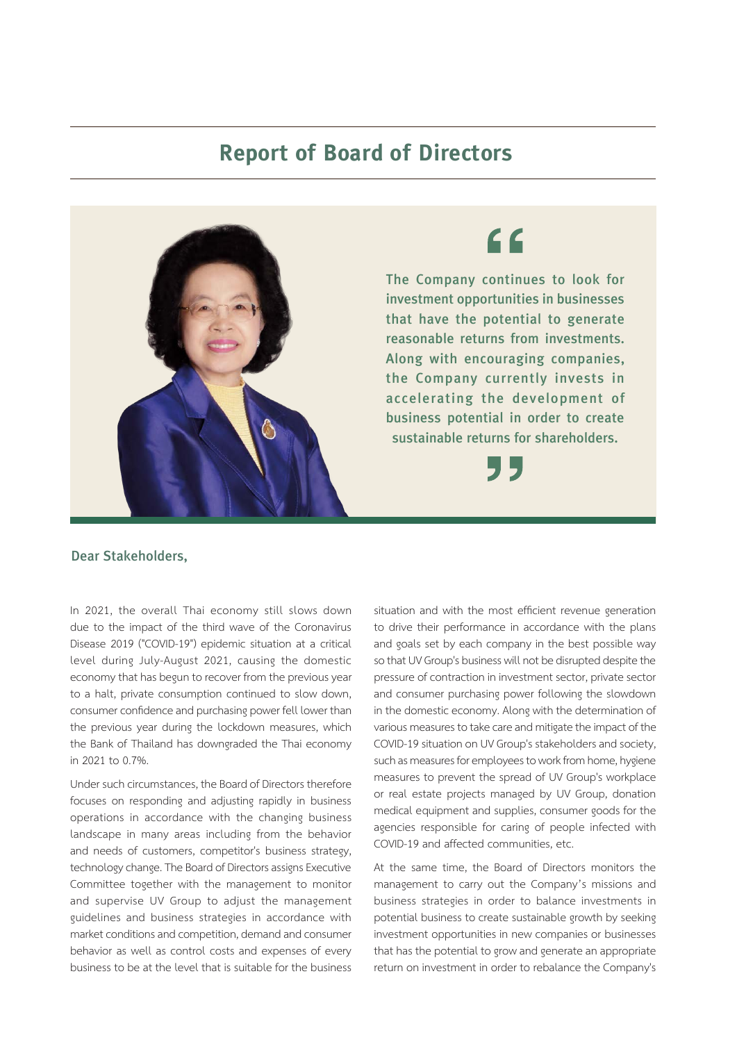# Report of Board of Directors

> The Company continues to look for investment opportunities in businesses that have the potential to generate reasonable returns from investments. Along with encouraging companies, the Company currently invests in accelerating the development of business potential in order to create sustainable returns for shareholders.

**Dear Stakeholders,**

In 2021, the overall Thai economy still slows down due to the impact of the third wave of the Coronavirus Disease 2019 ("COVID-19") epidemic situation at a critical level during July-August 2021, causing the domestic economy that has begun to recover from the previous year to a halt, private consumption continued to slow down, consumer confidence and purchasing power fell lower than the previous year during the lockdown measures, which the Bank of Thailand has downgraded the Thai economy in 2021 to 0.7%.

Under such circumstances, the Board of Directors therefore focuses on responding and adjusting rapidly in business operations in accordance with the changing business landscape in many areas including from the behavior and needs of customers, competitor's business strategy, technology change. The Board of Directors assigns Executive Committee together with the management to monitor and supervise UV Group to adjust the management guidelines and business strategies in accordance with market conditions and competition, demand and consumer behavior as well as control costs and expenses of every business to be at the level that is suitable for the business situation and with the most efficient revenue generation to drive their performance in accordance with the plans and goals set by each company in the best possible way so that UV Group's business will not be disrupted despite the pressure of contraction in investment sector, private sector and consumer purchasing power following the slowdown in the domestic economy. Along with the determination of various measures to take care and mitigate the impact of the COVID-19 situation on UV Group's stakeholders and society, such as measures for employees to work from home, hygiene measures to prevent the spread of UV Group's workplace or real estate projects managed by UV Group, donation medical equipment and supplies, consumer goods for the agencies responsible for caring of people infected with COVID-19 and affected communities, etc.

At the same time, the Board of Directors monitors the management to carry out the Company's missions and business strategies in order to balance investments in potential business to create sustainable growth by seeking investment opportunities in new companies or businesses that has the potential to grow and generate an appropriate return on investment in order to rebalance the Company's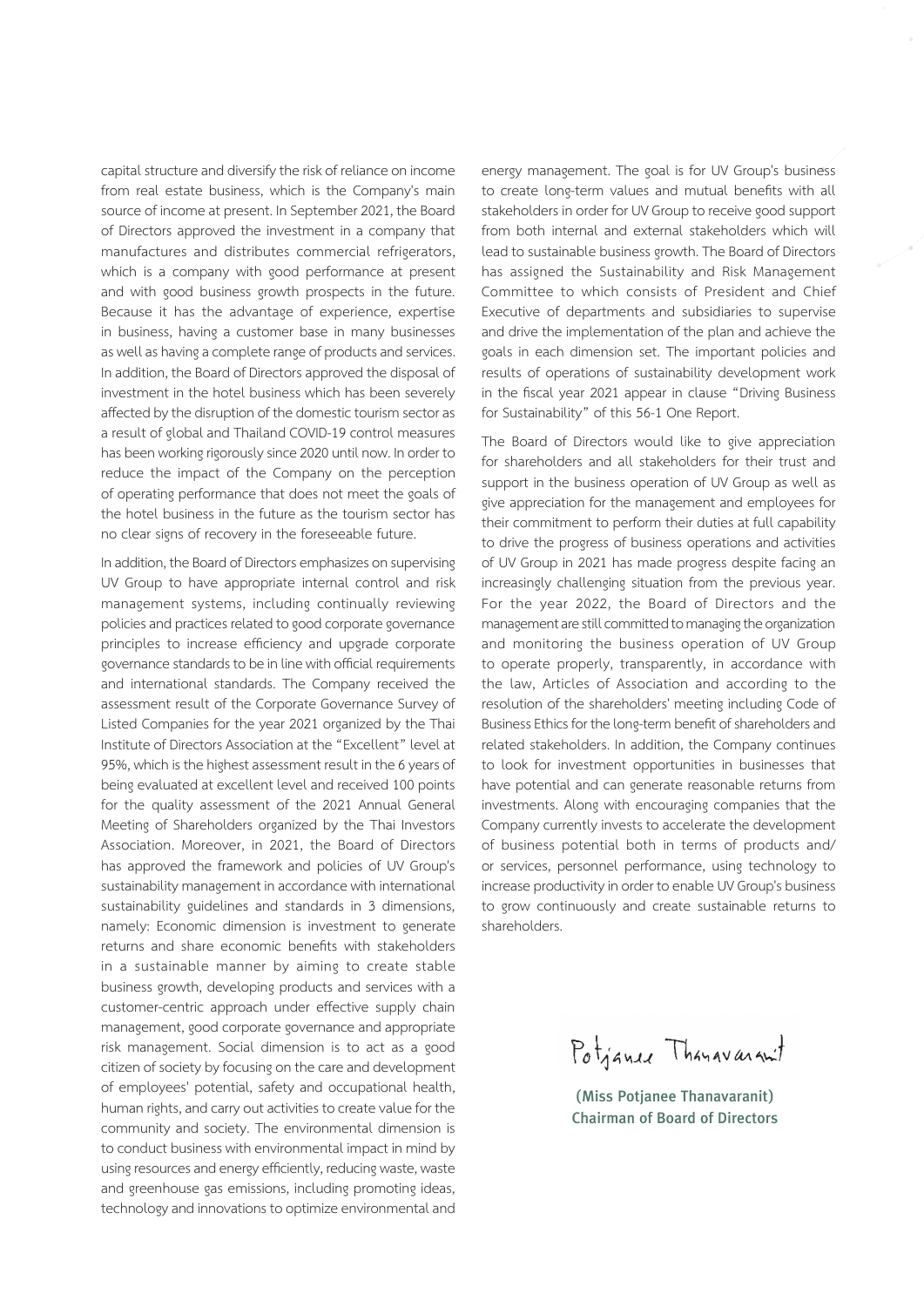capital structure and diversify the risk of reliance on income from real estate business, which is the Company's main source of income at present. In September 2021, the Board of Directors approved the investment in a company that manufactures and distributes commercial refrigerators, which is a company with good performance at present and with good business growth prospects in the future. Because it has the advantage of experience, expertise in business, having a customer base in many businesses as well as having a complete range of products and services. In addition, the Board of Directors approved the disposal of investment in the hotel business which has been severely affected by the disruption of the domestic tourism sector as a result of global and Thailand COVID-19 control measures has been working rigorously since 2020 until now. In order to reduce the impact of the Company on the perception of operating performance that does not meet the goals of the hotel business in the future as the tourism sector has no clear signs of recovery in the foreseeable future.

In addition, the Board of Directors emphasizes on supervising UV Group to have appropriate internal control and risk management systems, including continually reviewing policies and practices related to good corporate governance principles to increase efficiency and upgrade corporate governance standards to be in line with official requirements and international standards. The Company received the assessment result of the Corporate Governance Survey of Listed Companies for the year 2021 organized by the Thai Institute of Directors Association at the "Excellent" level at 95%, which is the highest assessment result in the 6 years of being evaluated at excellent level and received 100 points for the quality assessment of the 2021 Annual General Meeting of Shareholders organized by the Thai Investors Association. Moreover, in 2021, the Board of Directors has approved the framework and policies of UV Group's sustainability management in accordance with international sustainability guidelines and standards in 3 dimensions, namely: Economic dimension is investment to generate returns and share economic benefits with stakeholders in a sustainable manner by aiming to create stable business growth, developing products and services with a customer-centric approach under effective supply chain management, good corporate governance and appropriate risk management. Social dimension is to act as a good citizen of society by focusing on the care and development of employees' potential, safety and occupational health, human rights, and carry out activities to create value for the community and society. The environmental dimension is to conduct business with environmental impact in mind by using resources and energy efficiently, reducing waste, waste and greenhouse gas emissions, including promoting ideas, technology and innovations to optimize environmental and energy management. The goal is for UV Group's business to create long-term values and mutual benefits with all stakeholders in order for UV Group to receive good support from both internal and external stakeholders which will lead to sustainable business growth. The Board of Directors has assigned the Sustainability and Risk Management Committee to which consists of President and Chief Executive of departments and subsidiaries to supervise and drive the implementation of the plan and achieve the goals in each dimension set. The important policies and results of operations of sustainability development work in the fiscal year 2021 appear in clause "Driving Business for Sustainability" of this 56-1 One Report.

The Board of Directors would like to give appreciation for shareholders and all stakeholders for their trust and support in the business operation of UV Group as well as give appreciation for the management and employees for their commitment to perform their duties at full capability to drive the progress of business operations and activities of UV Group in 2021 has made progress despite facing an increasingly challenging situation from the previous year. For the year 2022, the Board of Directors and the management are still committed to managing the organization and monitoring the business operation of UV Group to operate properly, transparently, in accordance with the law, Articles of Association and according to the resolution of the shareholders' meeting including Code of Business Ethics for the long-term benefit of shareholders and related stakeholders. In addition, the Company continues to look for investment opportunities in businesses that have potential and can generate reasonable returns from investments. Along with encouraging companies that the Company currently invests to accelerate the development of business potential both in terms of products and/ or services, personnel performance, using technology to increase productivity in order to enable UV Group's business to grow continuously and create sustainable returns to shareholders.

Potjanee Thanavaranit

**(Miss Potjanee Thanavaranit)**
**Chairman of Board of Directors**